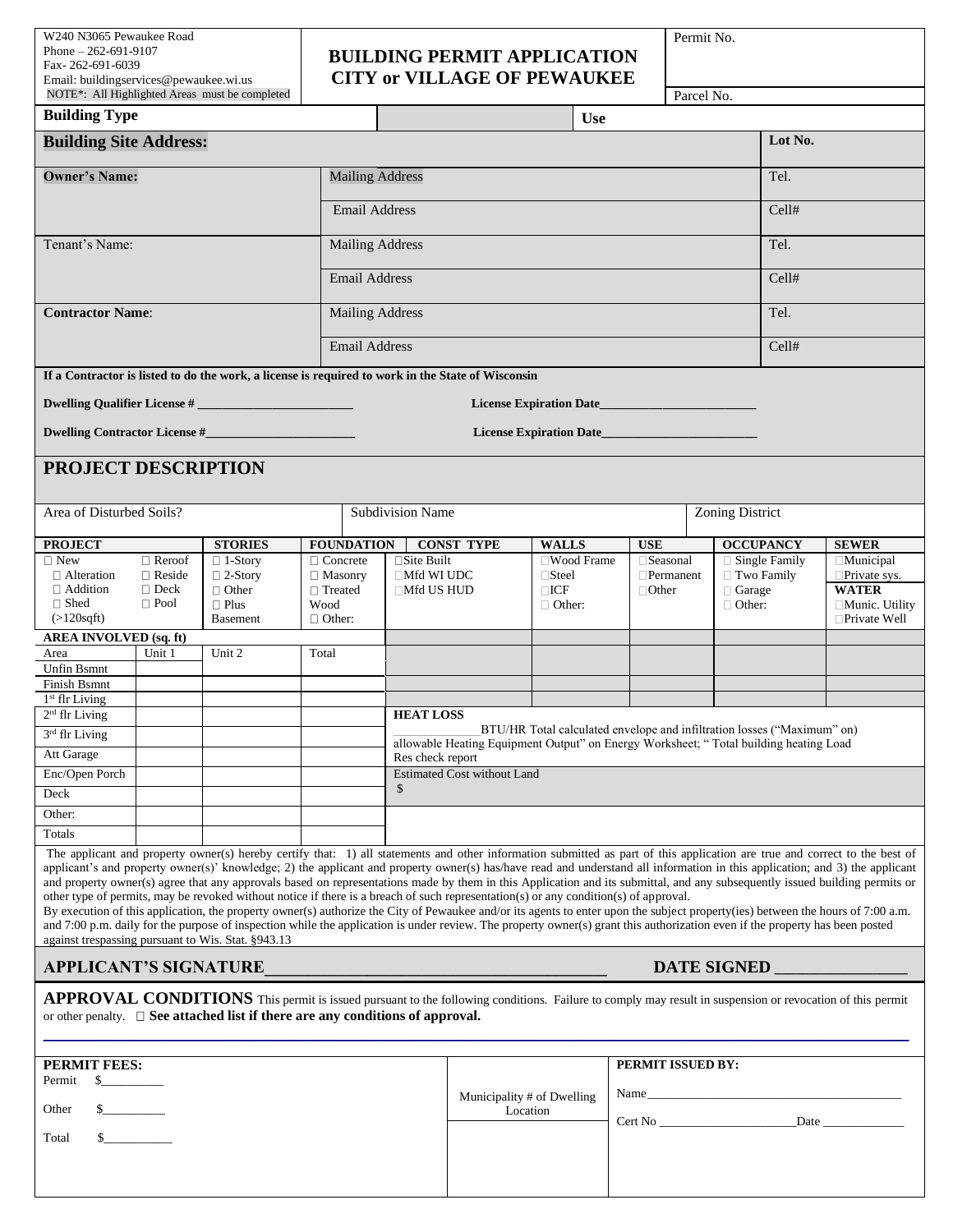W240 N3065 Pewaukee Road
Phone – 262-691-9107
Fax- 262-691-6039
Email: buildingservices@pewaukee.wi.us
NOTE*: All Highlighted Areas must be completed

# BUILDING PERMIT APPLICATION
# CITY or VILLAGE OF PEWAUKEE

Permit No.

Parcel No.

| **Building Type** | | **Use** | |
|---|---|---|---|

| **Building Site Address:** | | **Lot No.** |
|---|---|---|
| **Owner's Name:** | Mailing Address | Tel. |
| | Email Address | Cell# |
| Tenant's Name: | Mailing Address | Tel. |
| | Email Address | Cell# |
| **Contractor Name**: | Mailing Address | Tel. |
| | Email Address | Cell# |

**If a Contractor is listed to do the work, a license is required to work in the State of Wisconsin**

**Dwelling Qualifier License # ________________________** **License Expiration Date________________________**

**Dwelling Contractor License #________________________** **License Expiration Date________________________**

## PROJECT DESCRIPTION

| Area of Disturbed Soils? | Subdivision Name | Zoning District |
|---|---|---|

| **PROJECT** | **STORIES** | **FOUNDATION** | **CONST TYPE** | **WALLS** | **USE** | **OCCUPANCY** | **SEWER** |
|---|---|---|---|---|---|---|---|
| ☐ New ☐ Reroof ☐ Alteration ☐ Reside ☐ Addition ☐ Deck ☐ Shed (>120sqft) ☐ Pool | ☐ 1-Story ☐ 2-Story ☐ Other ☐ Plus Basement | ☐ Concrete ☐ Masonry ☐ Treated Wood ☐ Other: | ☐Site Built ☐Mfd WI UDC ☐Mfd US HUD | ☐Wood Frame ☐Steel ☐ICF ☐ Other: | ☐Seasonal ☐Permanent ☐Other | ☐ Single Family ☐ Two Family ☐ Garage ☐ Other: | ☐Municipal ☐Private sys. **WATER** ☐Munic. Utility ☐Private Well |

| **AREA INVOLVED (sq. ft)** | | | |
|---|---|---|---|
| Area | Unit 1 | Unit 2 | Total |
| Unfin Bsmnt | | | |
| Finish Bsmnt | | | |
| 1st flr Living | | | |
| 2nd flr Living | | | |
| 3rd flr Living | | | |
| Att Garage | | | |
| Enc/Open Porch | | | |
| Deck | | | |
| Other: | | | |
| Totals | | | |

**HEAT LOSS**

_____________BTU/HR Total calculated envelope and infiltration losses ("Maximum" on) allowable Heating Equipment Output" on Energy Worksheet; " Total building heating Load Res check report

Estimated Cost without Land
$

The applicant and property owner(s) hereby certify that: 1) all statements and other information submitted as part of this application are true and correct to the best of applicant's and property owner(s)' knowledge; 2) the applicant and property owner(s) has/have read and understand all information in this application; and 3) the applicant and property owner(s) agree that any approvals based on representations made by them in this Application and its submittal, and any subsequently issued building permits or other type of permits, may be revoked without notice if there is a breach of such representation(s) or any condition(s) of approval.
By execution of this application, the property owner(s) authorize the City of Pewaukee and/or its agents to enter upon the subject property(ies) between the hours of 7:00 a.m. and 7:00 p.m. daily for the purpose of inspection while the application is under review. The property owner(s) grant this authorization even if the property has been posted against trespassing pursuant to Wis. Stat. §943.13

**APPLICANT'S SIGNATURE_______________________________________** **DATE SIGNED _______________**

**APPROVAL CONDITIONS** This permit is issued pursuant to the following conditions. Failure to comply may result in suspension or revocation of this permit or other penalty. ☐ **See attached list if there are any conditions of approval.**

| **PERMIT FEES:** | Municipality # of Dwelling Location | **PERMIT ISSUED BY:** |
|---|---|---|
| Permit $_________ | | Name________________________________________ |
| Other $_________ | | Cert No ______________________Date _____________ |
| Total $__________ | | |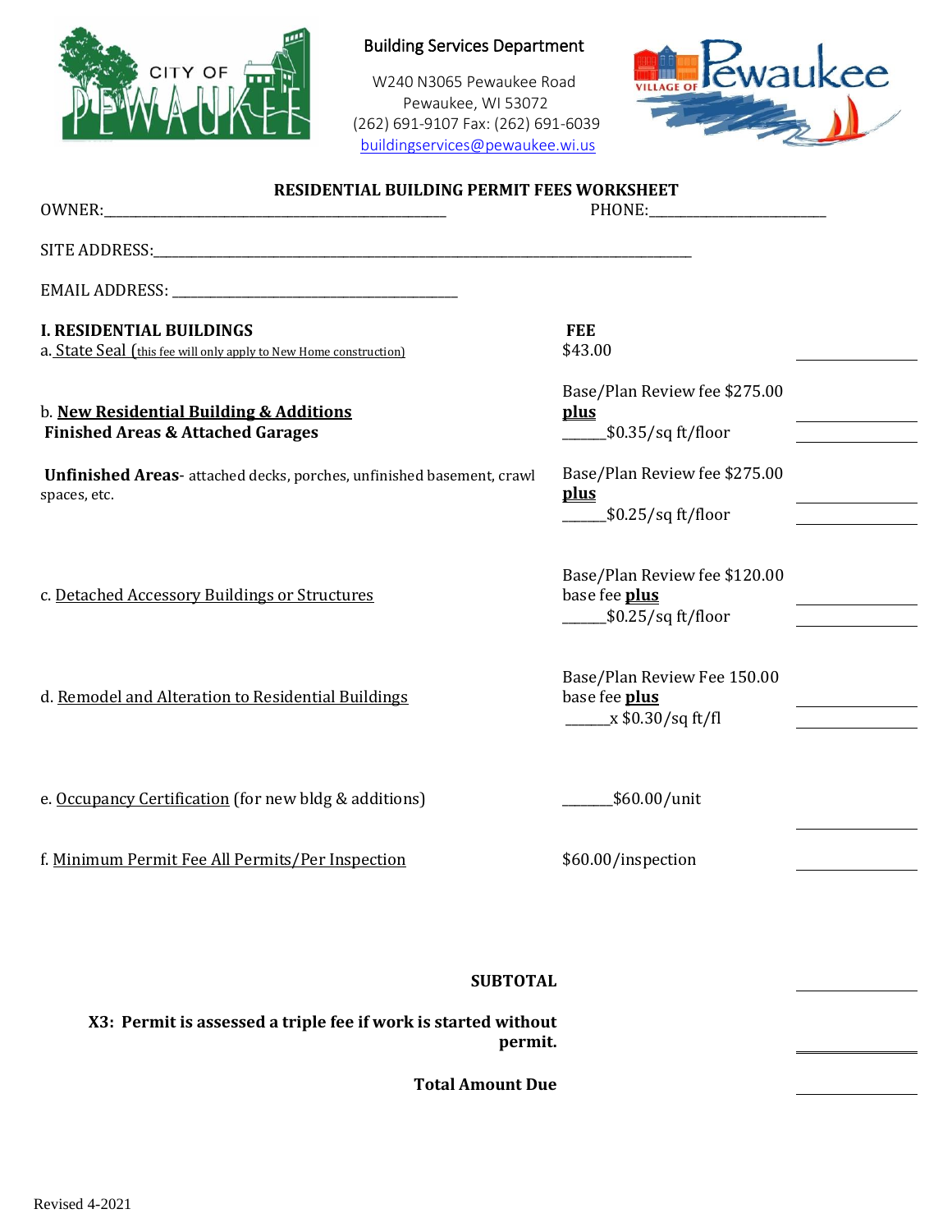Building Services Department

W240 N3065 Pewaukee Road
Pewaukee, WI 53072
(262) 691-9107 Fax: (262) 691-6039
buildingservices@pewaukee.wi.us

**RESIDENTIAL BUILDING PERMIT FEES WORKSHEET**

OWNER:_______________________________ PHONE:_______________

SITE ADDRESS:_______________________________________________

EMAIL ADDRESS: _____________________________

| | | |
|---|---|---|
| **I. RESIDENTIAL BUILDINGS** | **FEE** | |
| a. State Seal (this fee will only apply to New Home construction) | $43.00 | ________ |
| b. **New Residential Building & Additions** **Finished Areas & Attached Garages** | Base/Plan Review fee $275.00 **plus** ______$0.35/sq ft/floor | ________ ________ |
| **Unfinished Areas**- attached decks, porches, unfinished basement, crawl spaces, etc. | Base/Plan Review fee $275.00 **plus** ______$0.25/sq ft/floor | ________ ________ |
| c. Detached Accessory Buildings or Structures | Base/Plan Review fee $120.00 base fee **plus** ______$0.25/sq ft/floor | ________ ________ |
| d. Remodel and Alteration to Residential Buildings | Base/Plan Review Fee 150.00 base fee **plus** ______x $0.30/sq ft/fl | ________ ________ |
| e. Occupancy Certification (for new bldg & additions) | ______$60.00/unit | ________ |
| f. Minimum Permit Fee All Permits/Per Inspection | $60.00/inspection | ________ |

**SUBTOTAL** ________

**X3: Permit is assessed a triple fee if work is started without permit.** ________

**Total Amount Due** ________

Revised 4-2021